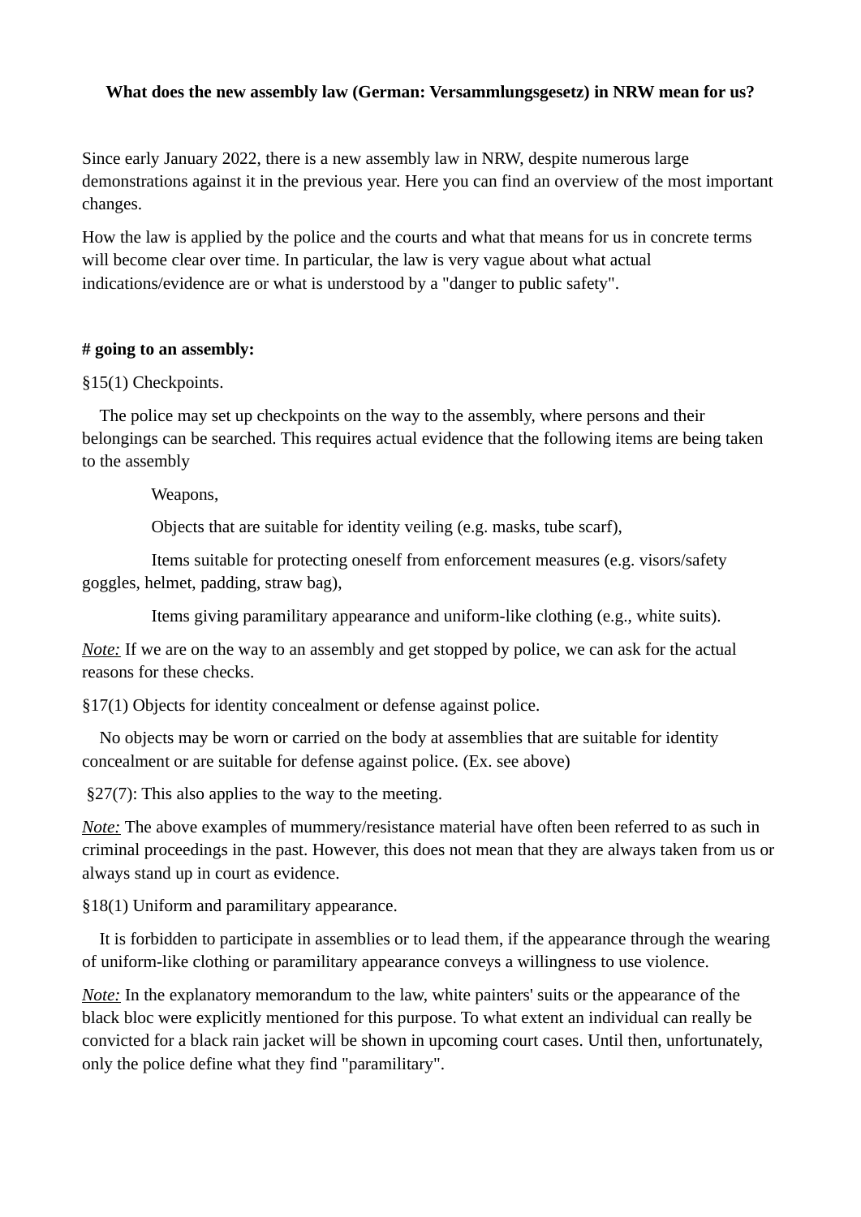**What does the new assembly law (German: Versammlungsgesetz) in NRW mean for us?**

Since early January 2022, there is a new assembly law in NRW, despite numerous large demonstrations against it in the previous year. Here you can find an overview of the most important changes.

How the law is applied by the police and the courts and what that means for us in concrete terms will become clear over time. In particular, the law is very vague about what actual indications/evidence are or what is understood by a "danger to public safety".

**# going to an assembly:**

§15(1) Checkpoints.

The police may set up checkpoints on the way to the assembly, where persons and their belongings can be searched. This requires actual evidence that the following items are being taken to the assembly

- Weapons,
- Objects that are suitable for identity veiling (e.g. masks, tube scarf),
- Items suitable for protecting oneself from enforcement measures (e.g. visors/safety goggles, helmet, padding, straw bag),
- Items giving paramilitary appearance and uniform-like clothing (e.g., white suits).

*Note:* If we are on the way to an assembly and get stopped by police, we can ask for the actual reasons for these checks.

§17(1) Objects for identity concealment or defense against police.

No objects may be worn or carried on the body at assemblies that are suitable for identity concealment or are suitable for defense against police. (Ex. see above)

§27(7): This also applies to the way to the meeting.

*Note:* The above examples of mummery/resistance material have often been referred to as such in criminal proceedings in the past. However, this does not mean that they are always taken from us or always stand up in court as evidence.

§18(1) Uniform and paramilitary appearance.

It is forbidden to participate in assemblies or to lead them, if the appearance through the wearing of uniform-like clothing or paramilitary appearance conveys a willingness to use violence.

*Note:* In the explanatory memorandum to the law, white painters' suits or the appearance of the black bloc were explicitly mentioned for this purpose. To what extent an individual can really be convicted for a black rain jacket will be shown in upcoming court cases. Until then, unfortunately, only the police define what they find "paramilitary".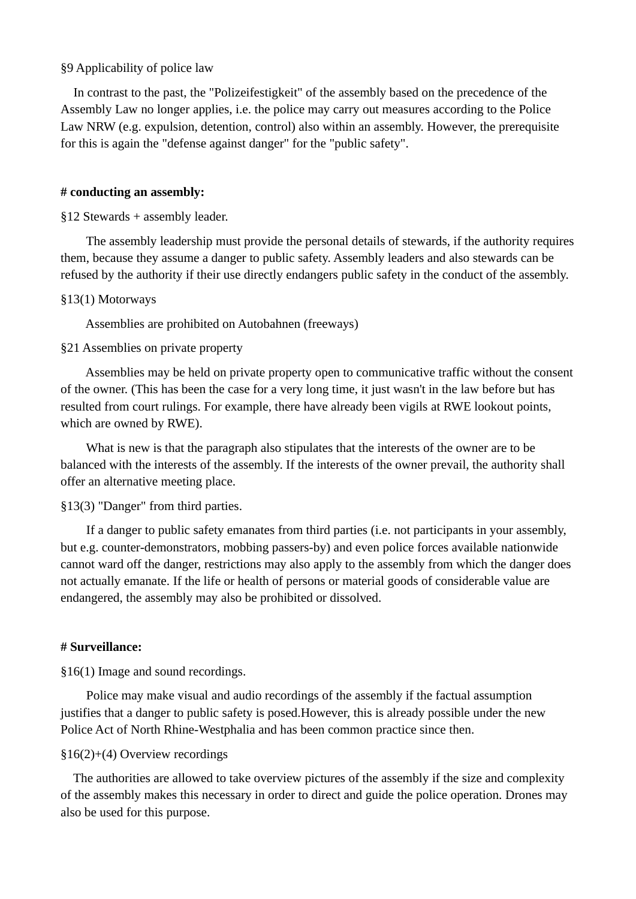§9 Applicability of police law

In contrast to the past, the "Polizeifestigkeit" of the assembly based on the precedence of the Assembly Law no longer applies, i.e. the police may carry out measures according to the Police Law NRW (e.g. expulsion, detention, control) also within an assembly. However, the prerequisite for this is again the "defense against danger" for the "public safety".

**# conducting an assembly:**

§12 Stewards + assembly leader.

The assembly leadership must provide the personal details of stewards, if the authority requires them, because they assume a danger to public safety. Assembly leaders and also stewards can be refused by the authority if their use directly endangers public safety in the conduct of the assembly.

§13(1) Motorways

Assemblies are prohibited on Autobahnen (freeways)

§21 Assemblies on private property

Assemblies may be held on private property open to communicative traffic without the consent of the owner. (This has been the case for a very long time, it just wasn't in the law before but has resulted from court rulings. For example, there have already been vigils at RWE lookout points, which are owned by RWE).

What is new is that the paragraph also stipulates that the interests of the owner are to be balanced with the interests of the assembly. If the interests of the owner prevail, the authority shall offer an alternative meeting place.

§13(3) "Danger" from third parties.

If a danger to public safety emanates from third parties (i.e. not participants in your assembly, but e.g. counter-demonstrators, mobbing passers-by) and even police forces available nationwide cannot ward off the danger, restrictions may also apply to the assembly from which the danger does not actually emanate. If the life or health of persons or material goods of considerable value are endangered, the assembly may also be prohibited or dissolved.

**# Surveillance:**

§16(1) Image and sound recordings.

Police may make visual and audio recordings of the assembly if the factual assumption justifies that a danger to public safety is posed.However, this is already possible under the new Police Act of North Rhine-Westphalia and has been common practice since then.

§16(2)+(4) Overview recordings

The authorities are allowed to take overview pictures of the assembly if the size and complexity of the assembly makes this necessary in order to direct and guide the police operation. Drones may also be used for this purpose.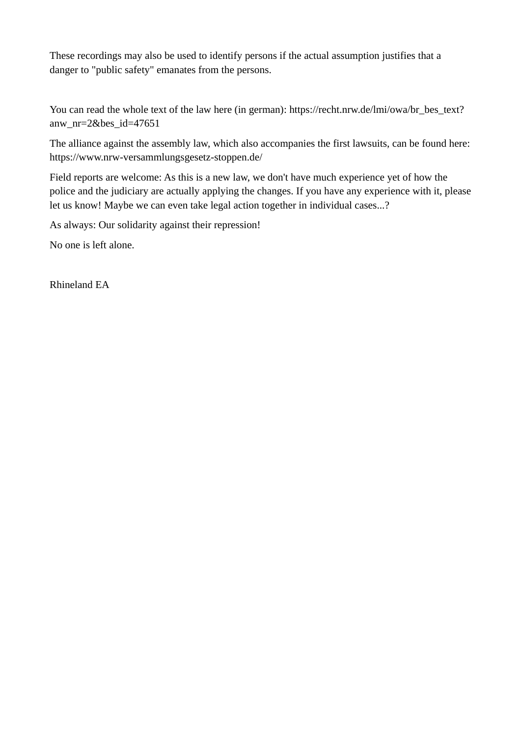These recordings may also be used to identify persons if the actual assumption justifies that a danger to "public safety" emanates from the persons.

You can read the whole text of the law here (in german): https://recht.nrw.de/lmi/owa/br_bes_text?anw_nr=2&bes_id=47651

The alliance against the assembly law, which also accompanies the first lawsuits, can be found here: https://www.nrw-versammlungsgesetz-stoppen.de/

Field reports are welcome: As this is a new law, we don't have much experience yet of how the police and the judiciary are actually applying the changes. If you have any experience with it, please let us know! Maybe we can even take legal action together in individual cases...?

As always: Our solidarity against their repression!

No one is left alone.

Rhineland EA